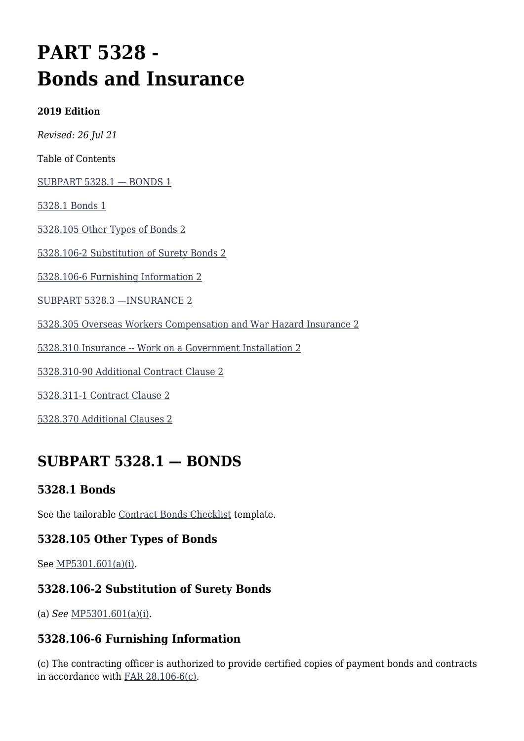# PART 5328 - Bonds and Insurance

**2019 Edition**

*Revised: 26 Jul 21*

Table of Contents

[SUBPART 5328.1 — BONDS 1]()

[5328.1 Bonds 1]()

[5328.105 Other Types of Bonds 2]()

[5328.106-2 Substitution of Surety Bonds 2]()

[5328.106-6 Furnishing Information 2]()

[SUBPART 5328.3 —INSURANCE 2]()

[5328.305 Overseas Workers Compensation and War Hazard Insurance 2]()

[5328.310 Insurance -- Work on a Government Installation 2]()

[5328.310-90 Additional Contract Clause 2]()

[5328.311-1 Contract Clause 2]()

[5328.370 Additional Clauses 2]()

## SUBPART 5328.1 — BONDS

### 5328.1 Bonds

See the tailorable [Contract Bonds Checklist]() template.

### 5328.105 Other Types of Bonds

See [MP5301.601(a)(i)]().

### 5328.106-2 Substitution of Surety Bonds

(a) *See* [MP5301.601(a)(i)]().

### 5328.106-6 Furnishing Information

(c) The contracting officer is authorized to provide certified copies of payment bonds and contracts in accordance with [FAR 28.106-6(c)]().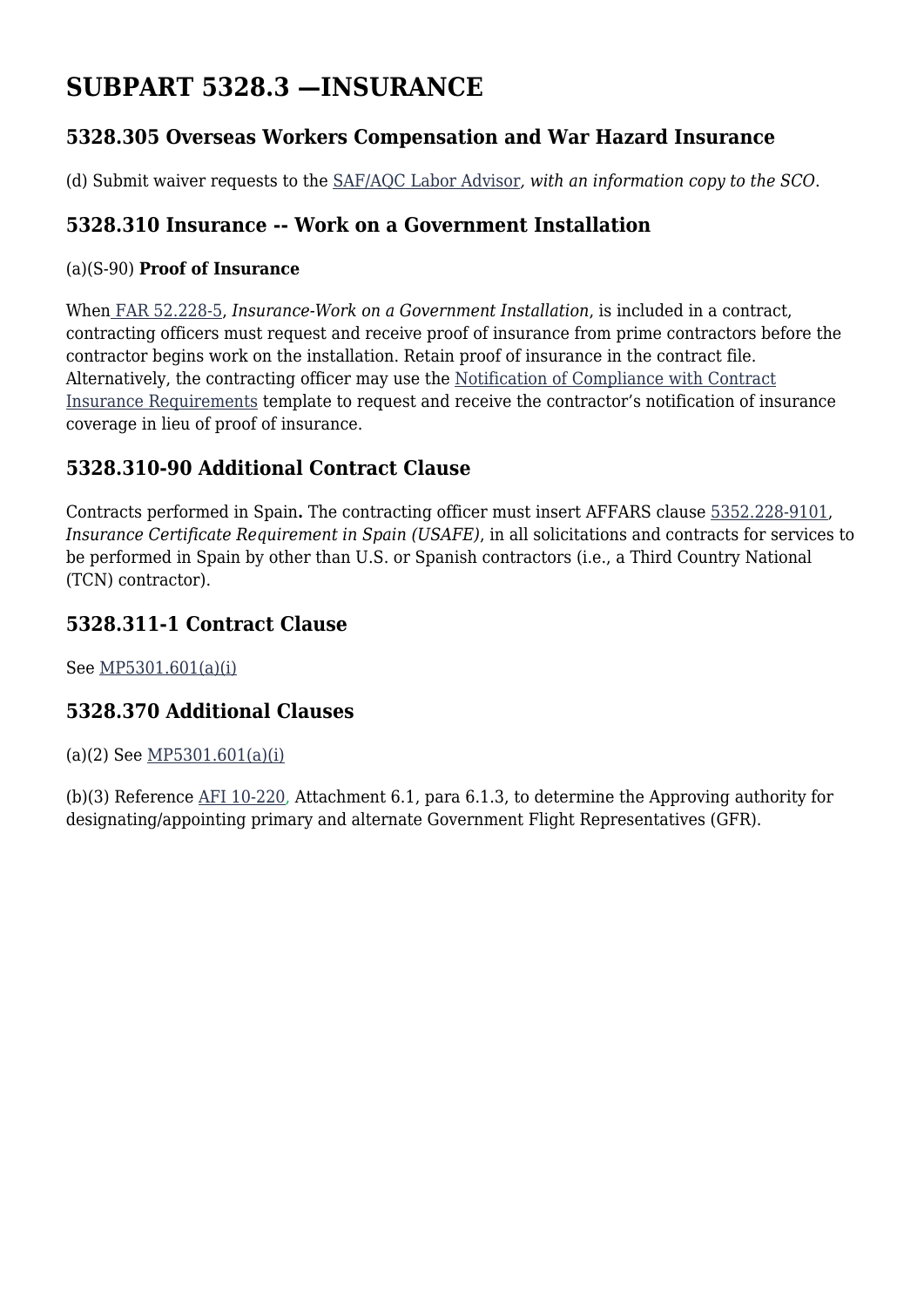# SUBPART 5328.3 —INSURANCE

## 5328.305 Overseas Workers Compensation and War Hazard Insurance

(d) Submit waiver requests to the SAF/AQC Labor Advisor, *with an information copy to the SCO*.

## 5328.310 Insurance -- Work on a Government Installation

(a)(S-90) **Proof of Insurance**

When FAR 52.228-5, *Insurance-Work on a Government Installation*, is included in a contract, contracting officers must request and receive proof of insurance from prime contractors before the contractor begins work on the installation. Retain proof of insurance in the contract file. Alternatively, the contracting officer may use the Notification of Compliance with Contract Insurance Requirements template to request and receive the contractor's notification of insurance coverage in lieu of proof of insurance.

## 5328.310-90 Additional Contract Clause

Contracts performed in Spain**.** The contracting officer must insert AFFARS clause 5352.228-9101, *Insurance Certificate Requirement in Spain (USAFE)*, in all solicitations and contracts for services to be performed in Spain by other than U.S. or Spanish contractors (i.e., a Third Country National (TCN) contractor).

## 5328.311-1 Contract Clause

See MP5301.601(a)(i)

## 5328.370 Additional Clauses

(a)(2) See MP5301.601(a)(i)

(b)(3) Reference AFI 10-220, Attachment 6.1, para 6.1.3, to determine the Approving authority for designating/appointing primary and alternate Government Flight Representatives (GFR).